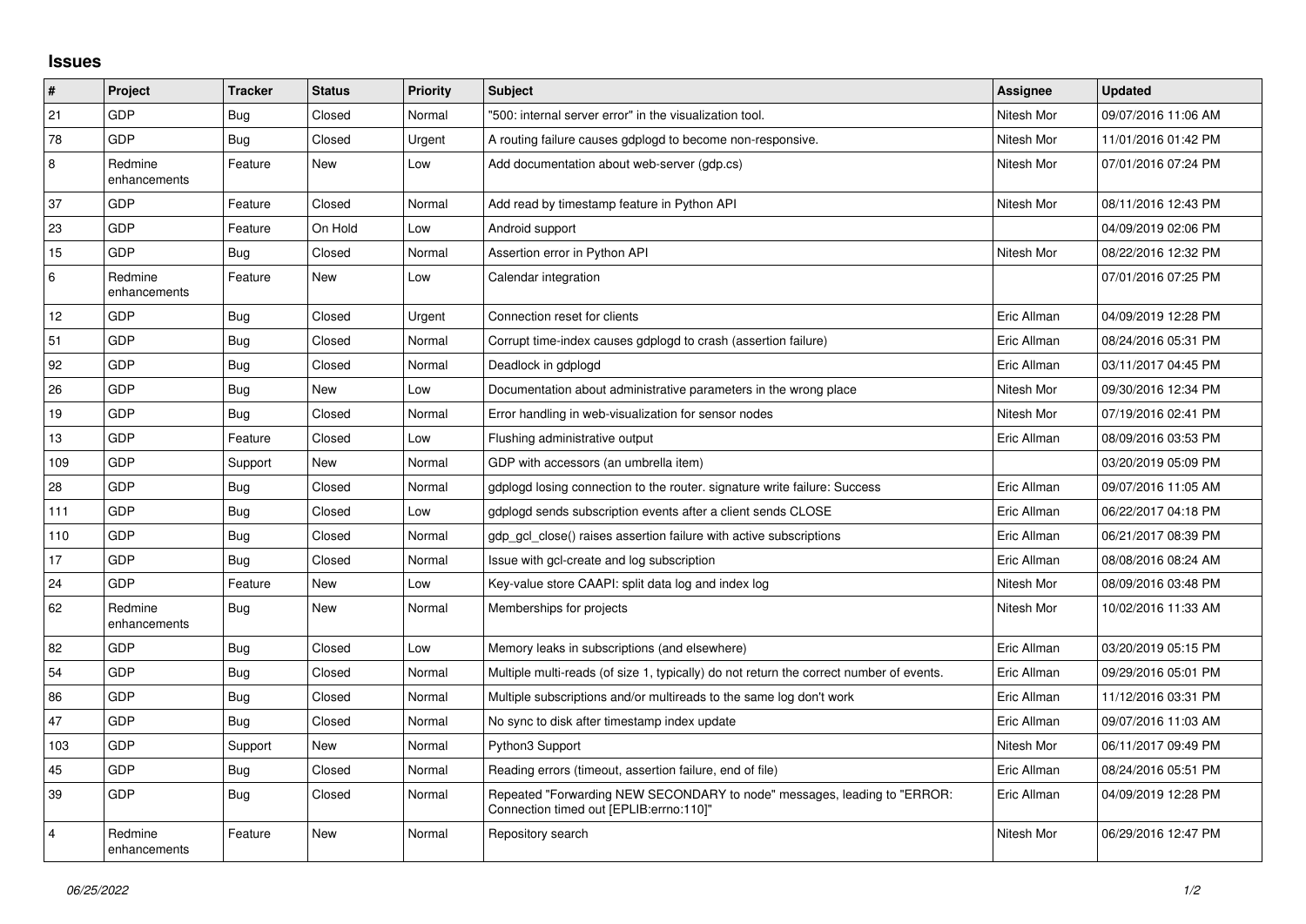# Issues

| # | Project | Tracker | Status | Priority | Subject | Assignee | Updated |
|---|---|---|---|---|---|---|---|
| 21 | GDP | Bug | Closed | Normal | "500: internal server error" in the visualization tool. | Nitesh Mor | 09/07/2016 11:06 AM |
| 78 | GDP | Bug | Closed | Urgent | A routing failure causes gdplogd to become non-responsive. | Nitesh Mor | 11/01/2016 01:42 PM |
| 8 | Redmine enhancements | Feature | New | Low | Add documentation about web-server (gdp.cs) | Nitesh Mor | 07/01/2016 07:24 PM |
| 37 | GDP | Feature | Closed | Normal | Add read by timestamp feature in Python API | Nitesh Mor | 08/11/2016 12:43 PM |
| 23 | GDP | Feature | On Hold | Low | Android support | | 04/09/2019 02:06 PM |
| 15 | GDP | Bug | Closed | Normal | Assertion error in Python API | Nitesh Mor | 08/22/2016 12:32 PM |
| 6 | Redmine enhancements | Feature | New | Low | Calendar integration | | 07/01/2016 07:25 PM |
| 12 | GDP | Bug | Closed | Urgent | Connection reset for clients | Eric Allman | 04/09/2019 12:28 PM |
| 51 | GDP | Bug | Closed | Normal | Corrupt time-index causes gdplogd to crash (assertion failure) | Eric Allman | 08/24/2016 05:31 PM |
| 92 | GDP | Bug | Closed | Normal | Deadlock in gdplogd | Eric Allman | 03/11/2017 04:45 PM |
| 26 | GDP | Bug | New | Low | Documentation about administrative parameters in the wrong place | Nitesh Mor | 09/30/2016 12:34 PM |
| 19 | GDP | Bug | Closed | Normal | Error handling in web-visualization for sensor nodes | Nitesh Mor | 07/19/2016 02:41 PM |
| 13 | GDP | Feature | Closed | Low | Flushing administrative output | Eric Allman | 08/09/2016 03:53 PM |
| 109 | GDP | Support | New | Normal | GDP with accessors (an umbrella item) | | 03/20/2019 05:09 PM |
| 28 | GDP | Bug | Closed | Normal | gdplogd losing connection to the router. signature write failure: Success | Eric Allman | 09/07/2016 11:05 AM |
| 111 | GDP | Bug | Closed | Low | gdplogd sends subscription events after a client sends CLOSE | Eric Allman | 06/22/2017 04:18 PM |
| 110 | GDP | Bug | Closed | Normal | gdp_gcl_close() raises assertion failure with active subscriptions | Eric Allman | 06/21/2017 08:39 PM |
| 17 | GDP | Bug | Closed | Normal | Issue with gcl-create and log subscription | Eric Allman | 08/08/2016 08:24 AM |
| 24 | GDP | Feature | New | Low | Key-value store CAAPI: split data log and index log | Nitesh Mor | 08/09/2016 03:48 PM |
| 62 | Redmine enhancements | Bug | New | Normal | Memberships for projects | Nitesh Mor | 10/02/2016 11:33 AM |
| 82 | GDP | Bug | Closed | Low | Memory leaks in subscriptions (and elsewhere) | Eric Allman | 03/20/2019 05:15 PM |
| 54 | GDP | Bug | Closed | Normal | Multiple multi-reads (of size 1, typically) do not return the correct number of events. | Eric Allman | 09/29/2016 05:01 PM |
| 86 | GDP | Bug | Closed | Normal | Multiple subscriptions and/or multireads to the same log don't work | Eric Allman | 11/12/2016 03:31 PM |
| 47 | GDP | Bug | Closed | Normal | No sync to disk after timestamp index update | Eric Allman | 09/07/2016 11:03 AM |
| 103 | GDP | Support | New | Normal | Python3 Support | Nitesh Mor | 06/11/2017 09:49 PM |
| 45 | GDP | Bug | Closed | Normal | Reading errors (timeout, assertion failure, end of file) | Eric Allman | 08/24/2016 05:51 PM |
| 39 | GDP | Bug | Closed | Normal | Repeated "Forwarding NEW SECONDARY to node" messages, leading to "ERROR: Connection timed out [EPLIB:errno:110]" | Eric Allman | 04/09/2019 12:28 PM |
| 4 | Redmine enhancements | Feature | New | Normal | Repository search | Nitesh Mor | 06/29/2016 12:47 PM |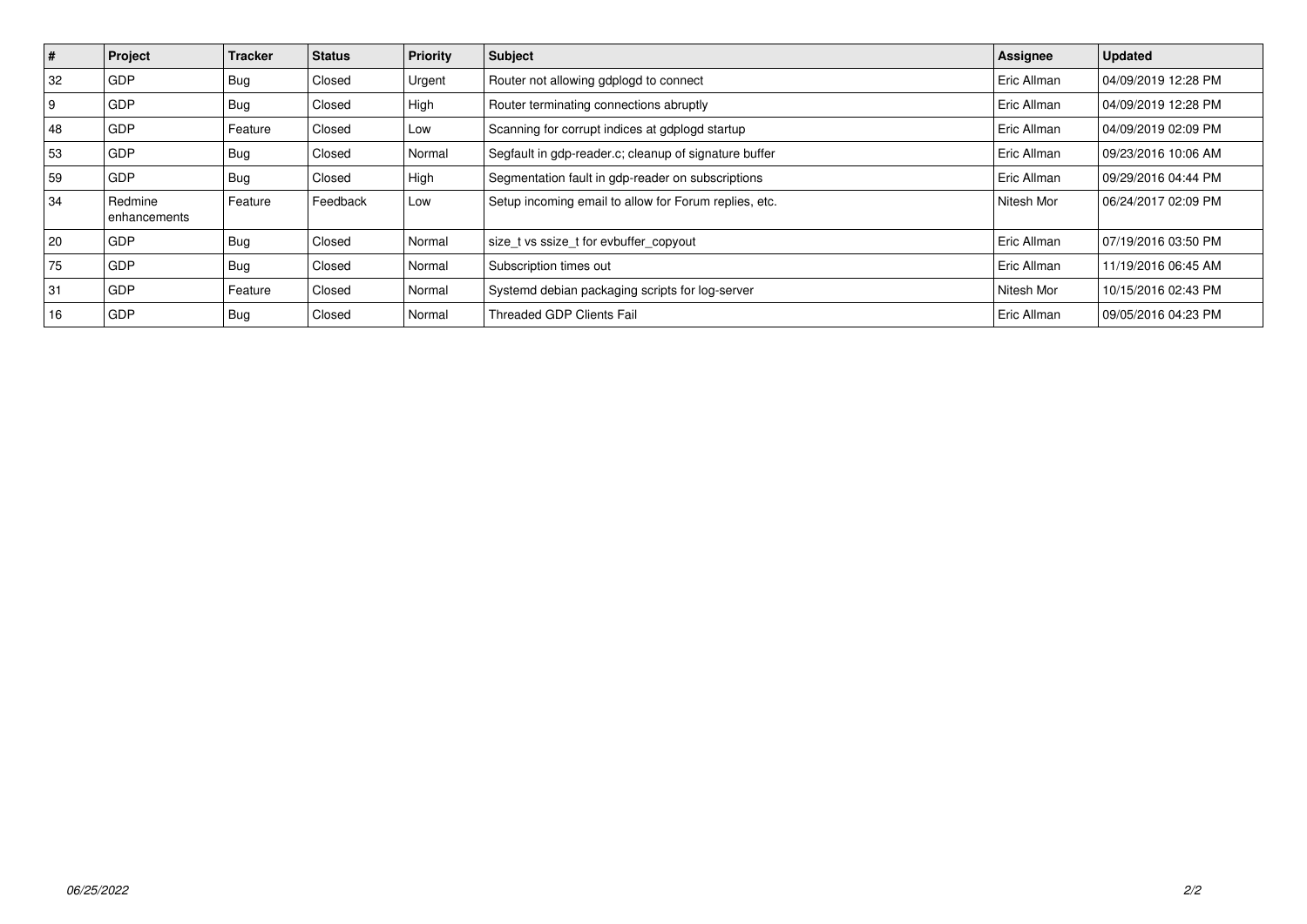| # | Project | Tracker | Status | Priority | Subject | Assignee | Updated |
|---|---|---|---|---|---|---|---|
| 32 | GDP | Bug | Closed | Urgent | Router not allowing gdplogd to connect | Eric Allman | 04/09/2019 12:28 PM |
| 9 | GDP | Bug | Closed | High | Router terminating connections abruptly | Eric Allman | 04/09/2019 12:28 PM |
| 48 | GDP | Feature | Closed | Low | Scanning for corrupt indices at gdplogd startup | Eric Allman | 04/09/2019 02:09 PM |
| 53 | GDP | Bug | Closed | Normal | Segfault in gdp-reader.c; cleanup of signature buffer | Eric Allman | 09/23/2016 10:06 AM |
| 59 | GDP | Bug | Closed | High | Segmentation fault in gdp-reader on subscriptions | Eric Allman | 09/29/2016 04:44 PM |
| 34 | Redmine enhancements | Feature | Feedback | Low | Setup incoming email to allow for Forum replies, etc. | Nitesh Mor | 06/24/2017 02:09 PM |
| 20 | GDP | Bug | Closed | Normal | size_t vs ssize_t for evbuffer_copyout | Eric Allman | 07/19/2016 03:50 PM |
| 75 | GDP | Bug | Closed | Normal | Subscription times out | Eric Allman | 11/19/2016 06:45 AM |
| 31 | GDP | Feature | Closed | Normal | Systemd debian packaging scripts for log-server | Nitesh Mor | 10/15/2016 02:43 PM |
| 16 | GDP | Bug | Closed | Normal | Threaded GDP Clients Fail | Eric Allman | 09/05/2016 04:23 PM |